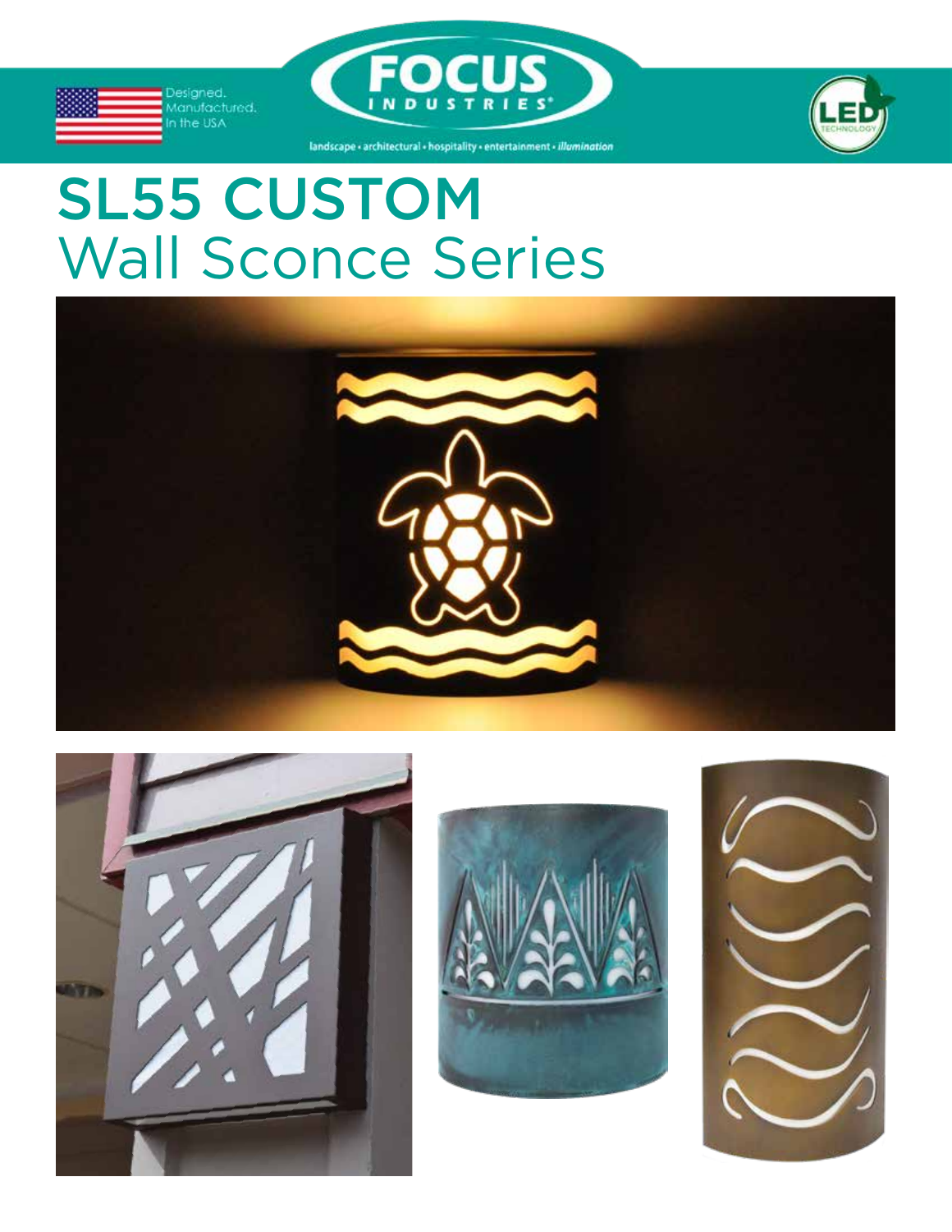Designed. Manufactured. In the USA

FOCUS INDUSTRIES®

landscape • architectural • hospitality • entertainment • *illumination*

LED TECHNOLOGY

# SL55 CUSTOM
## Wall Sconce Series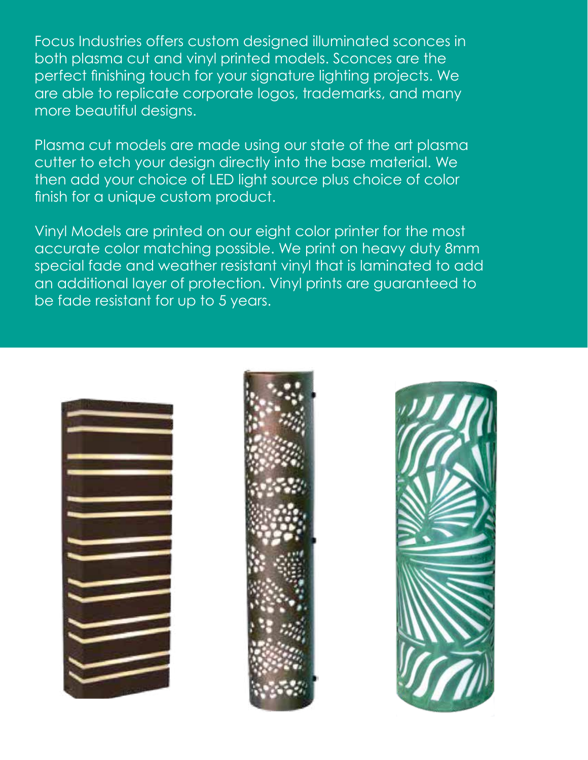Focus Industries offers custom designed illuminated sconces in both plasma cut and vinyl printed models. Sconces are the perfect finishing touch for your signature lighting projects. We are able to replicate corporate logos, trademarks, and many more beautiful designs.

Plasma cut models are made using our state of the art plasma cutter to etch your design directly into the base material. We then add your choice of LED light source plus choice of color finish for a unique custom product.

Vinyl Models are printed on our eight color printer for the most accurate color matching possible. We print on heavy duty 8mm special fade and weather resistant vinyl that is laminated to add an additional layer of protection. Vinyl prints are guaranteed to be fade resistant for up to 5 years.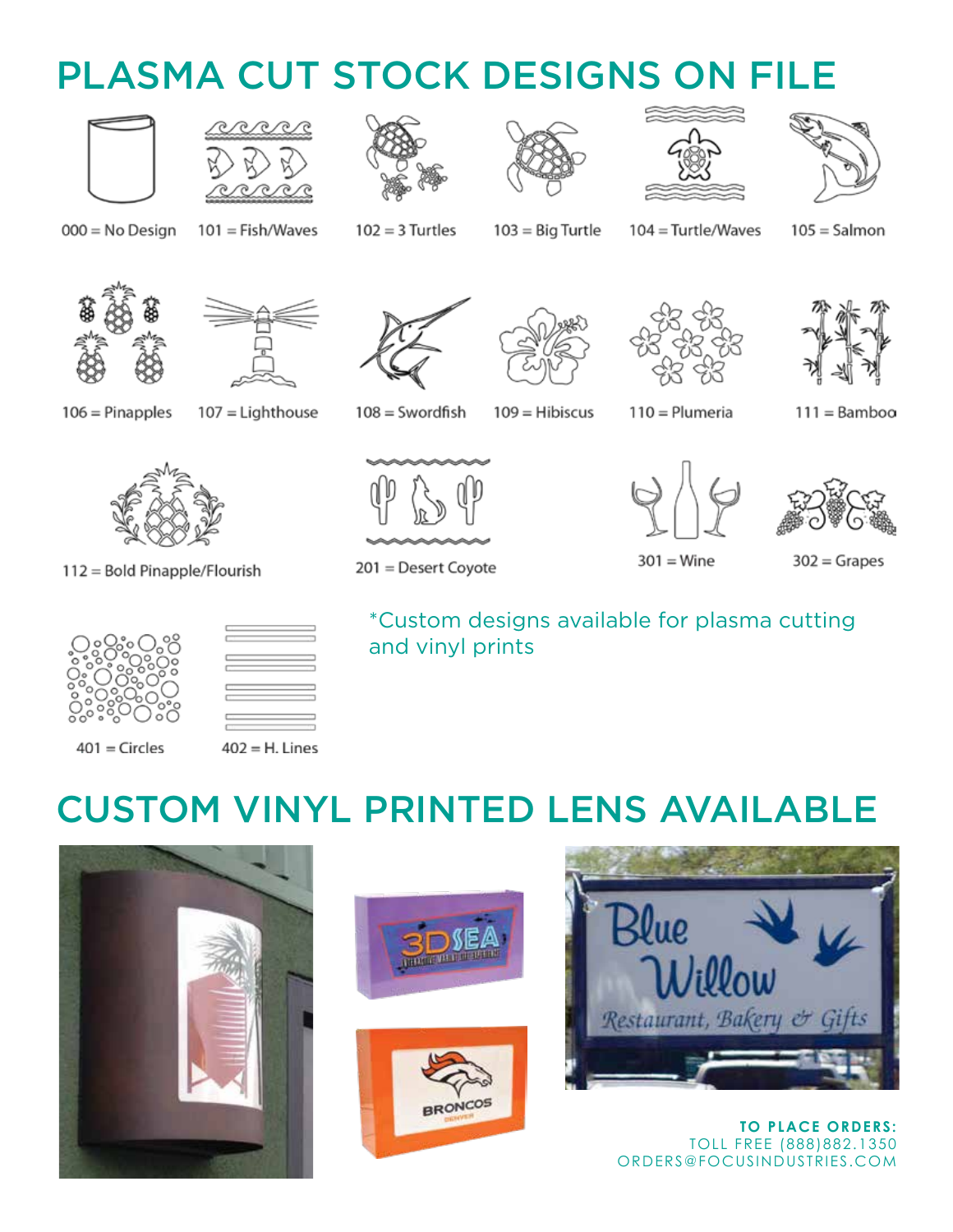# PLASMA CUT STOCK DESIGNS ON FILE

- 000 = No Design
- 101 = Fish/Waves
- 102 = 3 Turtles
- 103 = Big Turtle
- 104 = Turtle/Waves
- 105 = Salmon
- 106 = Pinapples
- 107 = Lighthouse
- 108 = Swordfish
- 109 = Hibiscus
- 110 = Plumeria
- 111 = Bamboo
- 112 = Bold Pinapple/Flourish
- 201 = Desert Coyote
- 301 = Wine
- 302 = Grapes
- 401 = Circles
- 402 = H. Lines

*Custom designs available for plasma cutting and vinyl prints

# CUSTOM VINYL PRINTED LENS AVAILABLE

**TO PLACE ORDERS:**
TOLL FREE (888)882.1350
ORDERS@FOCUSINDUSTRIES.COM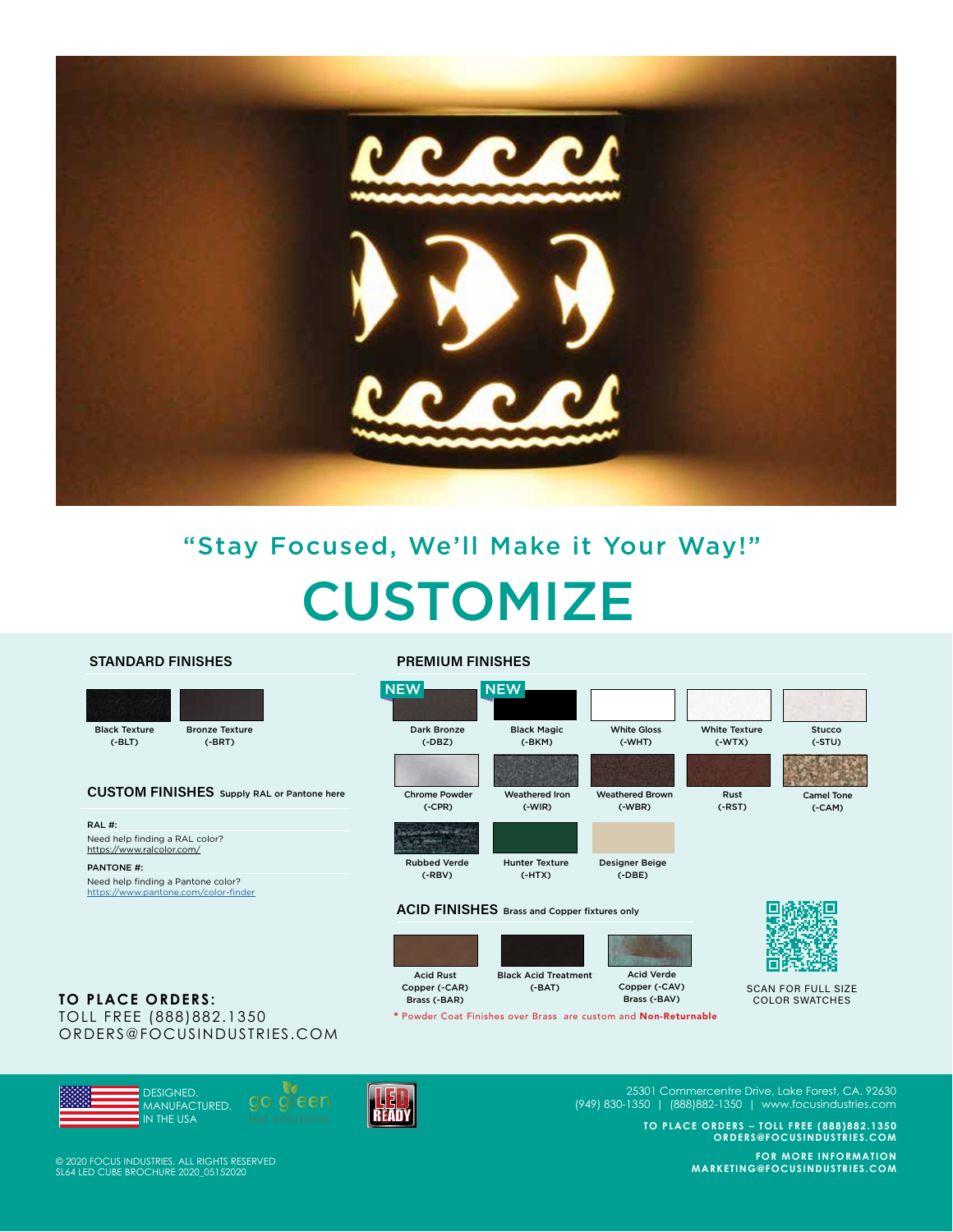"Stay Focused, We'll Make it Your Way!"

# CUSTOMIZE

## STANDARD FINISHES

Black Texture (-BLT)

Bronze Texture (-BRT)

## CUSTOM FINISHES Supply RAL or Pantone here

RAL #:

Need help finding a RAL color?
https://www.ralcolor.com/

PANTONE #:

Need help finding a Pantone color?
https://www.pantone.com/color-finder

## PREMIUM FINISHES

NEW Dark Bronze (-DBZ)

NEW Black Magic (-BKM)

White Gloss (-WHT)

White Texture (-WTX)

Stucco (-STU)

Chrome Powder (-CPR)

Weathered Iron (-WIR)

Weathered Brown (-WBR)

Rust (-RST)

Camel Tone (-CAM)

Rubbed Verde (-RBV)

Hunter Texture (-HTX)

Designer Beige (-DBE)

## ACID FINISHES Brass and Copper fixtures only

Acid Rust Copper (-CAR) Brass (-BAR)

Black Acid Treatment (-BAT)

Acid Verde Copper (-CAV) Brass (-BAV)

* Powder Coat Finishes over Brass are custom and **Non-Returnable**

SCAN FOR FULL SIZE COLOR SWATCHES

**TO PLACE ORDERS:**
TOLL FREE (888)882.1350
ORDERS@FOCUSINDUSTRIES.COM

DESIGNED. MANUFACTURED. IN THE USA

go green led solutions

LED READY

25301 Commercentre Drive, Lake Forest, CA. 92630
(949) 830-1350 | (888)882-1350 | www.focusindustries.com

**TO PLACE ORDERS – TOLL FREE (888)882.1350**
**ORDERS@FOCUSINDUSTRIES.COM**

**FOR MORE INFORMATION**
**MARKETING@FOCUSINDUSTRIES.COM**

© 2020 FOCUS INDUSTRIES. ALL RIGHTS RESERVED
SL64 LED CUBE BROCHURE 2020_05152020